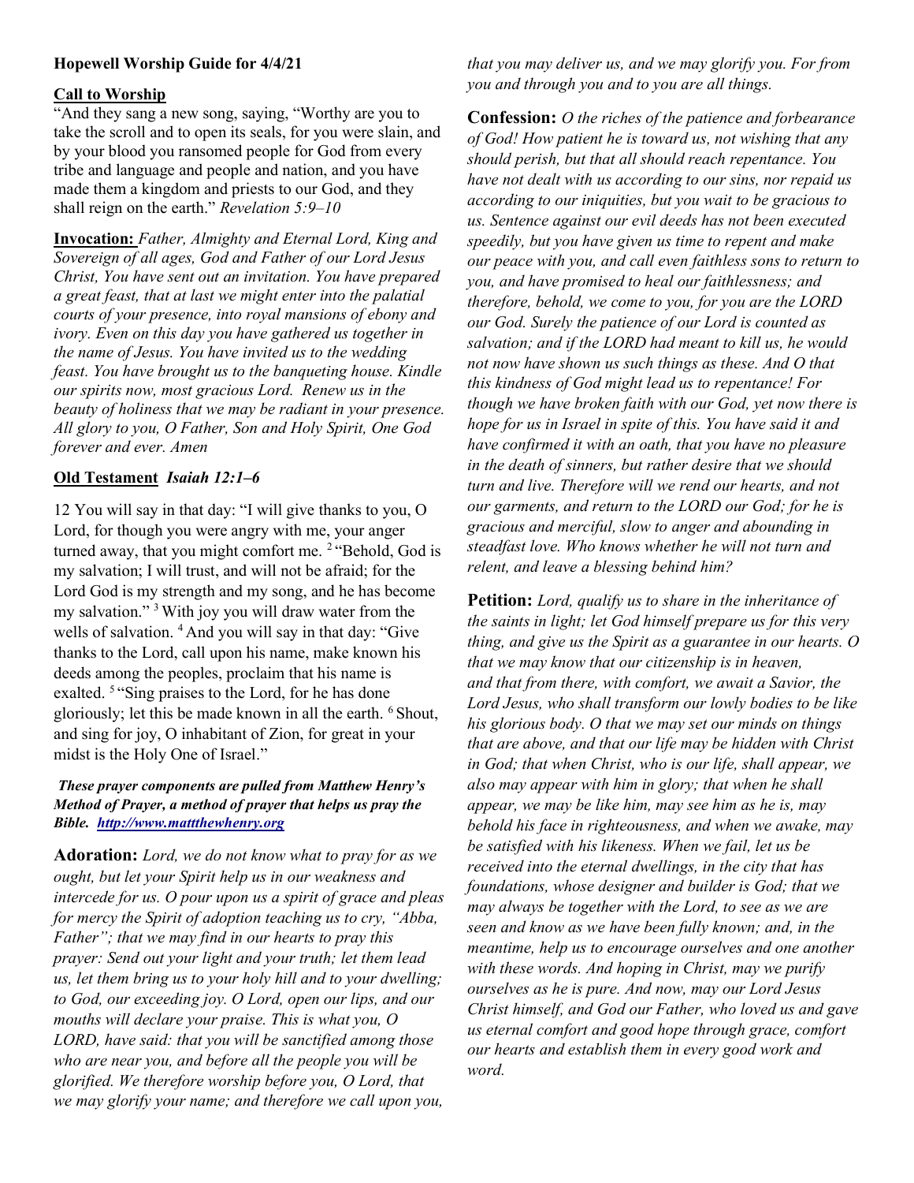**Hopewell Worship Guide for 4/4/21**

**Call to Worship**

"And they sang a new song, saying, "Worthy are you to take the scroll and to open its seals, for you were slain, and by your blood you ransomed people for God from every tribe and language and people and nation, and you have made them a kingdom and priests to our God, and they shall reign on the earth." *Revelation 5:9–10*

**Invocation:** *Father, Almighty and Eternal Lord, King and Sovereign of all ages, God and Father of our Lord Jesus Christ, You have sent out an invitation. You have prepared a great feast, that at last we might enter into the palatial courts of your presence, into royal mansions of ebony and ivory. Even on this day you have gathered us together in the name of Jesus. You have invited us to the wedding feast. You have brought us to the banqueting house. Kindle our spirits now, most gracious Lord. Renew us in the beauty of holiness that we may be radiant in your presence. All glory to you, O Father, Son and Holy Spirit, One God forever and ever. Amen*

**Old Testament** ***Isaiah 12:1–6***

12 You will say in that day: "I will give thanks to you, O Lord, for though you were angry with me, your anger turned away, that you might comfort me. [2] "Behold, God is my salvation; I will trust, and will not be afraid; for the Lord God is my strength and my song, and he has become my salvation." [3] With joy you will draw water from the wells of salvation. [4] And you will say in that day: "Give thanks to the Lord, call upon his name, make known his deeds among the peoples, proclaim that his name is exalted. [5] "Sing praises to the Lord, for he has done gloriously; let this be made known in all the earth. [6] Shout, and sing for joy, O inhabitant of Zion, for great in your midst is the Holy One of Israel."

***These prayer components are pulled from Matthew Henry's Method of Prayer, a method of prayer that helps us pray the Bible. http://www.mattthewhenry.org***

**Adoration:** *Lord, we do not know what to pray for as we ought, but let your Spirit help us in our weakness and intercede for us. O pour upon us a spirit of grace and pleas for mercy the Spirit of adoption teaching us to cry, "Abba, Father"; that we may find in our hearts to pray this prayer: Send out your light and your truth; let them lead us, let them bring us to your holy hill and to your dwelling; to God, our exceeding joy. O Lord, open our lips, and our mouths will declare your praise. This is what you, O LORD, have said: that you will be sanctified among those who are near you, and before all the people you will be glorified. We therefore worship before you, O Lord, that we may glorify your name; and therefore we call upon you, that you may deliver us, and we may glorify you. For from you and through you and to you are all things.*

**Confession:** *O the riches of the patience and forbearance of God! How patient he is toward us, not wishing that any should perish, but that all should reach repentance. You have not dealt with us according to our sins, nor repaid us according to our iniquities, but you wait to be gracious to us. Sentence against our evil deeds has not been executed speedily, but you have given us time to repent and make our peace with you, and call even faithless sons to return to you, and have promised to heal our faithlessness; and therefore, behold, we come to you, for you are the LORD our God. Surely the patience of our Lord is counted as salvation; and if the LORD had meant to kill us, he would not now have shown us such things as these. And O that this kindness of God might lead us to repentance! For though we have broken faith with our God, yet now there is hope for us in Israel in spite of this. You have said it and have confirmed it with an oath, that you have no pleasure in the death of sinners, but rather desire that we should turn and live. Therefore will we rend our hearts, and not our garments, and return to the LORD our God; for he is gracious and merciful, slow to anger and abounding in steadfast love. Who knows whether he will not turn and relent, and leave a blessing behind him?*

**Petition:** *Lord, qualify us to share in the inheritance of the saints in light; let God himself prepare us for this very thing, and give us the Spirit as a guarantee in our hearts. O that we may know that our citizenship is in heaven, and that from there, with comfort, we await a Savior, the Lord Jesus, who shall transform our lowly bodies to be like his glorious body. O that we may set our minds on things that are above, and that our life may be hidden with Christ in God; that when Christ, who is our life, shall appear, we also may appear with him in glory; that when he shall appear, we may be like him, may see him as he is, may behold his face in righteousness, and when we awake, may be satisfied with his likeness. When we fail, let us be received into the eternal dwellings, in the city that has foundations, whose designer and builder is God; that we may always be together with the Lord, to see as we are seen and know as we have been fully known; and, in the meantime, help us to encourage ourselves and one another with these words. And hoping in Christ, may we purify ourselves as he is pure. And now, may our Lord Jesus Christ himself, and God our Father, who loved us and gave us eternal comfort and good hope through grace, comfort our hearts and establish them in every good work and word.*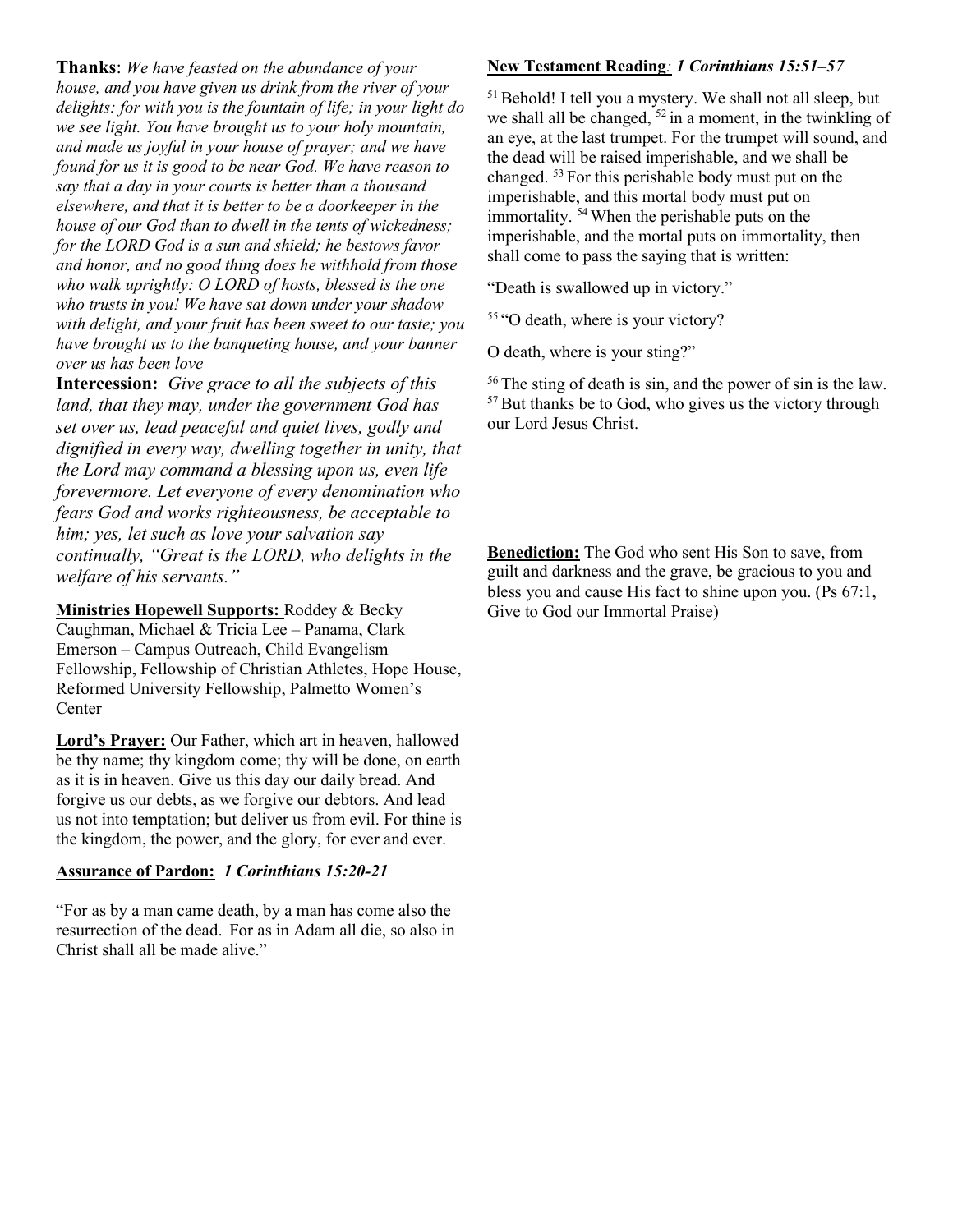**Thanks**: *We have feasted on the abundance of your house, and you have given us drink from the river of your delights: for with you is the fountain of life; in your light do we see light. You have brought us to your holy mountain, and made us joyful in your house of prayer; and we have found for us it is good to be near God. We have reason to say that a day in your courts is better than a thousand elsewhere, and that it is better to be a doorkeeper in the house of our God than to dwell in the tents of wickedness; for the LORD God is a sun and shield; he bestows favor and honor, and no good thing does he withhold from those who walk uprightly: O LORD of hosts, blessed is the one who trusts in you! We have sat down under your shadow with delight, and your fruit has been sweet to our taste; you have brought us to the banqueting house, and your banner over us has been love*

**Intercession:** *Give grace to all the subjects of this land, that they may, under the government God has set over us, lead peaceful and quiet lives, godly and dignified in every way, dwelling together in unity, that the Lord may command a blessing upon us, even life forevermore. Let everyone of every denomination who fears God and works righteousness, be acceptable to him; yes, let such as love your salvation say continually, "Great is the LORD, who delights in the welfare of his servants."*

**Ministries Hopewell Supports:** Roddey & Becky Caughman, Michael & Tricia Lee – Panama, Clark Emerson – Campus Outreach, Child Evangelism Fellowship, Fellowship of Christian Athletes, Hope House, Reformed University Fellowship, Palmetto Women's Center

**Lord's Prayer:** Our Father, which art in heaven, hallowed be thy name; thy kingdom come; thy will be done, on earth as it is in heaven. Give us this day our daily bread. And forgive us our debts, as we forgive our debtors. And lead us not into temptation; but deliver us from evil. For thine is the kingdom, the power, and the glory, for ever and ever.

**Assurance of Pardon:** ***1 Corinthians 15:20-21***

"For as by a man came death, by a man has come also the resurrection of the dead. For as in Adam all die, so also in Christ shall all be made alive."

**New Testament Reading**: ***1 Corinthians 15:51–57***

[51] Behold! I tell you a mystery. We shall not all sleep, but we shall all be changed, [52] in a moment, in the twinkling of an eye, at the last trumpet. For the trumpet will sound, and the dead will be raised imperishable, and we shall be changed. [53] For this perishable body must put on the imperishable, and this mortal body must put on immortality. [54] When the perishable puts on the imperishable, and the mortal puts on immortality, then shall come to pass the saying that is written:

"Death is swallowed up in victory."

[55] "O death, where is your victory?

O death, where is your sting?"

[56] The sting of death is sin, and the power of sin is the law. [57] But thanks be to God, who gives us the victory through our Lord Jesus Christ.

**Benediction:** The God who sent His Son to save, from guilt and darkness and the grave, be gracious to you and bless you and cause His fact to shine upon you. (Ps 67:1, Give to God our Immortal Praise)